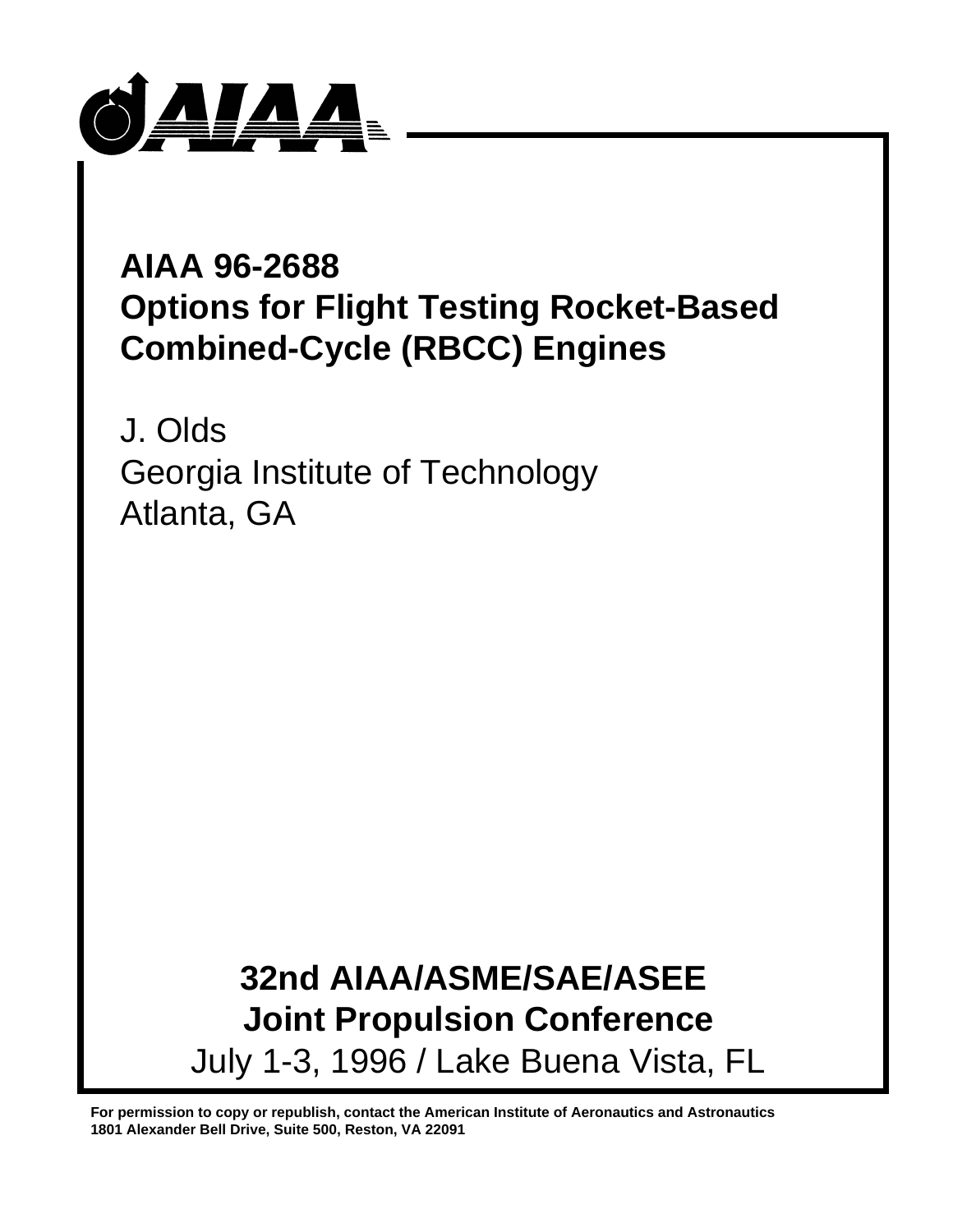# AIAA 96-2688
# Options for Flight Testing Rocket-Based Combined-Cycle (RBCC) Engines

J. Olds
Georgia Institute of Technology
Atlanta, GA

## 32nd AIAA/ASME/SAE/ASEE Joint Propulsion Conference

July 1-3, 1996 / Lake Buena Vista, FL

**For permission to copy or republish, contact the American Institute of Aeronautics and Astronautics 1801 Alexander Bell Drive, Suite 500, Reston, VA 22091**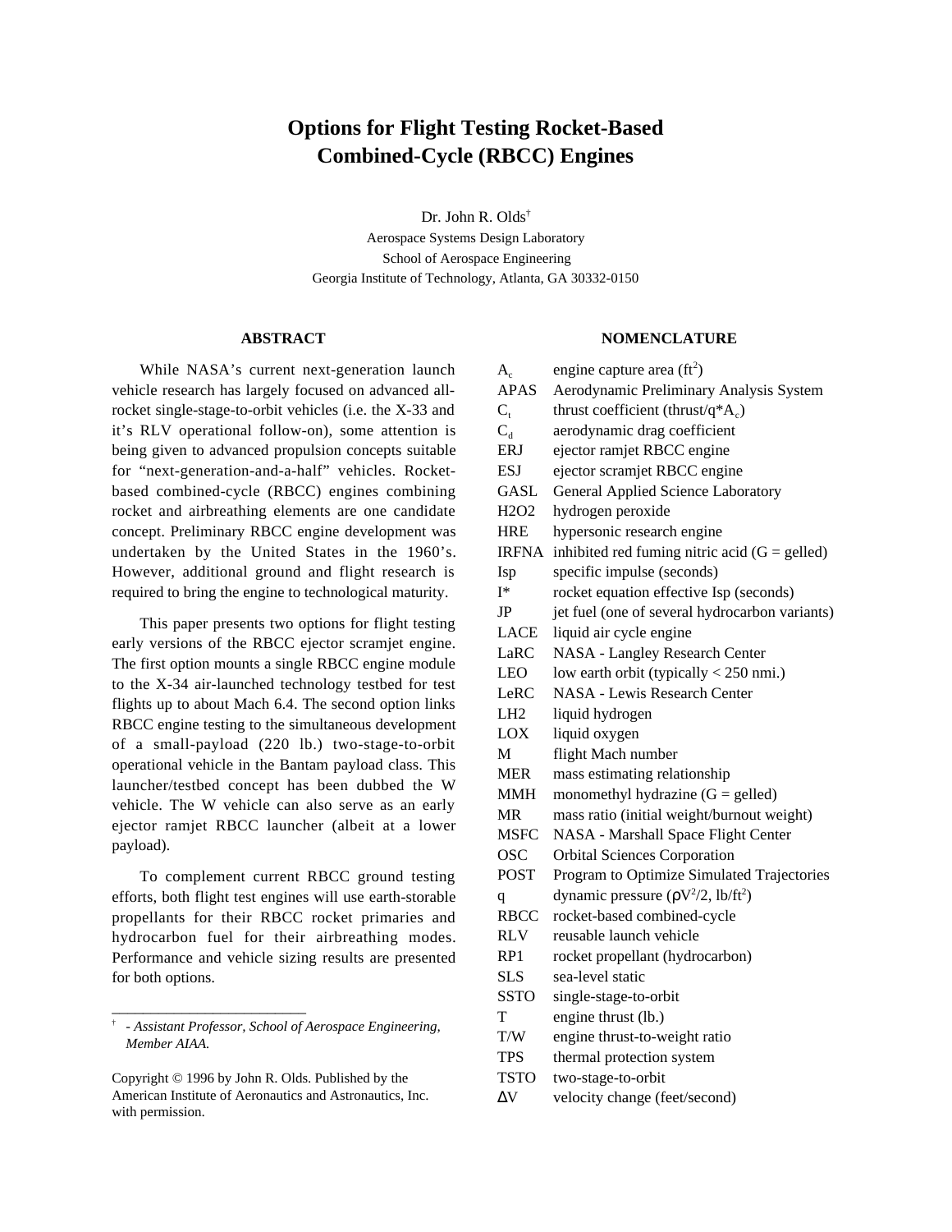# Options for Flight Testing Rocket-Based Combined-Cycle (RBCC) Engines

Dr. John R. Olds[†]

Aerospace Systems Design Laboratory

School of Aerospace Engineering

Georgia Institute of Technology, Atlanta, GA 30332-0150

## ABSTRACT

While NASA's current next-generation launch vehicle research has largely focused on advanced all-rocket single-stage-to-orbit vehicles (i.e. the X-33 and it's RLV operational follow-on), some attention is being given to advanced propulsion concepts suitable for "next-generation-and-a-half" vehicles. Rocket-based combined-cycle (RBCC) engines combining rocket and airbreathing elements are one candidate concept. Preliminary RBCC engine development was undertaken by the United States in the 1960's. However, additional ground and flight research is required to bring the engine to technological maturity.

This paper presents two options for flight testing early versions of the RBCC ejector scramjet engine. The first option mounts a single RBCC engine module to the X-34 air-launched technology testbed for test flights up to about Mach 6.4. The second option links RBCC engine testing to the simultaneous development of a small-payload (220 lb.) two-stage-to-orbit operational vehicle in the Bantam payload class. This launcher/testbed concept has been dubbed the W vehicle. The W vehicle can also serve as an early ejector ramjet RBCC launcher (albeit at a lower payload).

To complement current RBCC ground testing efforts, both flight test engines will use earth-storable propellants for their RBCC rocket primaries and hydrocarbon fuel for their airbreathing modes. Performance and vehicle sizing results are presented for both options.

[†] - *Assistant Professor, School of Aerospace Engineering, Member AIAA.*

Copyright © 1996 by John R. Olds. Published by the American Institute of Aeronautics and Astronautics, Inc. with permission.

## NOMENCLATURE

| | |
|---|---|
| $A_c$ | engine capture area ($ft^2$) |
| APAS | Aerodynamic Preliminary Analysis System |
| $C_t$ | thrust coefficient (thrust/q*$A_c$) |
| $C_d$ | aerodynamic drag coefficient |
| ERJ | ejector ramjet RBCC engine |
| ESJ | ejector scramjet RBCC engine |
| GASL | General Applied Science Laboratory |
| H2O2 | hydrogen peroxide |
| HRE | hypersonic research engine |
| IRFNA | inhibited red fuming nitric acid (G = gelled) |
| Isp | specific impulse (seconds) |
| I* | rocket equation effective Isp (seconds) |
| JP | jet fuel (one of several hydrocarbon variants) |
| LACE | liquid air cycle engine |
| LaRC | NASA - Langley Research Center |
| LEO | low earth orbit (typically < 250 nmi.) |
| LeRC | NASA - Lewis Research Center |
| LH2 | liquid hydrogen |
| LOX | liquid oxygen |
| M | flight Mach number |
| MER | mass estimating relationship |
| MMH | monomethyl hydrazine (G = gelled) |
| MR | mass ratio (initial weight/burnout weight) |
| MSFC | NASA - Marshall Space Flight Center |
| OSC | Orbital Sciences Corporation |
| POST | Program to Optimize Simulated Trajectories |
| q | dynamic pressure ($\rho V^2/2$, lb/$ft^2$) |
| RBCC | rocket-based combined-cycle |
| RLV | reusable launch vehicle |
| RP1 | rocket propellant (hydrocarbon) |
| SLS | sea-level static |
| SSTO | single-stage-to-orbit |
| T | engine thrust (lb.) |
| T/W | engine thrust-to-weight ratio |
| TPS | thermal protection system |
| TSTO | two-stage-to-orbit |
| $\Delta V$ | velocity change (feet/second) |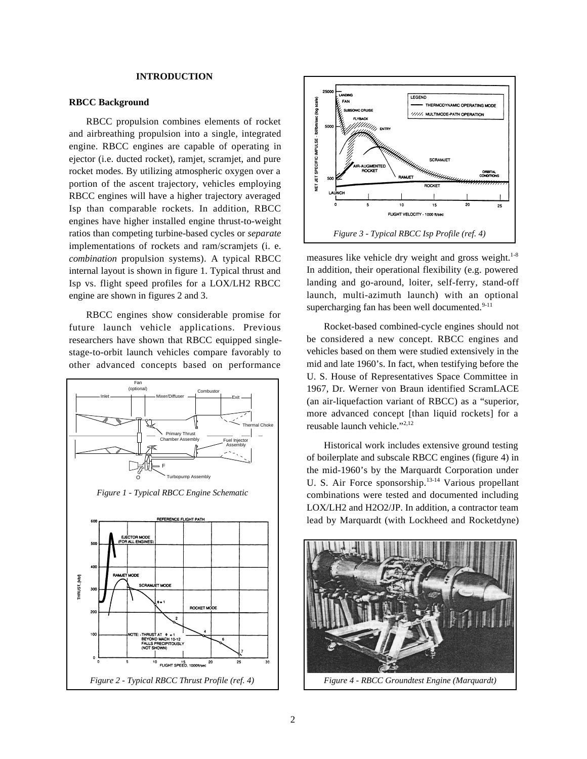## INTRODUCTION

### RBCC Background

RBCC propulsion combines elements of rocket and airbreathing propulsion into a single, integrated engine. RBCC engines are capable of operating in ejector (i.e. ducted rocket), ramjet, scramjet, and pure rocket modes. By utilizing atmospheric oxygen over a portion of the ascent trajectory, vehicles employing RBCC engines will have a higher trajectory averaged Isp than comparable rockets. In addition, RBCC engines have higher installed engine thrust-to-weight ratios than competing turbine-based cycles or *separate* implementations of rockets and ram/scramjets (i. e. *combination* propulsion systems). A typical RBCC internal layout is shown in figure 1. Typical thrust and Isp vs. flight speed profiles for a LOX/LH2 RBCC engine are shown in figures 2 and 3.

RBCC engines show considerable promise for future launch vehicle applications. Previous researchers have shown that RBCC equipped single-stage-to-orbit launch vehicles compare favorably to other advanced concepts based on performance measures like vehicle dry weight and gross weight.[1-8] In addition, their operational flexibility (e.g. powered landing and go-around, loiter, self-ferry, stand-off launch, multi-azimuth launch) with an optional supercharging fan has been well documented.[9-11]

*Figure 1 - Typical RBCC Engine Schematic*

*Figure 2 - Typical RBCC Thrust Profile (ref. 4)*

*Figure 3 - Typical RBCC Isp Profile (ref. 4)*

Rocket-based combined-cycle engines should not be considered a new concept. RBCC engines and vehicles based on them were studied extensively in the mid and late 1960's. In fact, when testifying before the U. S. House of Representatives Space Committee in 1967, Dr. Werner von Braun identified ScramLACE (an air-liquefaction variant of RBCC) as a "superior, more advanced concept [than liquid rockets] for a reusable launch vehicle."[2,12]

Historical work includes extensive ground testing of boilerplate and subscale RBCC engines (figure 4) in the mid-1960's by the Marquardt Corporation under U. S. Air Force sponsorship.[13-14] Various propellant combinations were tested and documented including LOX/LH2 and H2O2/JP. In addition, a contractor team lead by Marquardt (with Lockheed and Rocketdyne)

*Figure 4 - RBCC Groundtest Engine (Marquardt)*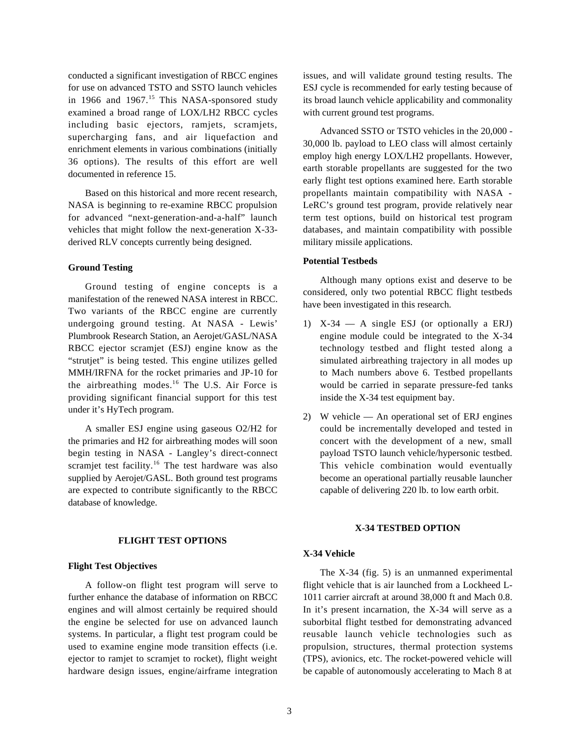conducted a significant investigation of RBCC engines for use on advanced TSTO and SSTO launch vehicles in 1966 and 1967.[15] This NASA-sponsored study examined a broad range of LOX/LH2 RBCC cycles including basic ejectors, ramjets, scramjets, supercharging fans, and air liquefaction and enrichment elements in various combinations (initially 36 options). The results of this effort are well documented in reference 15.

Based on this historical and more recent research, NASA is beginning to re-examine RBCC propulsion for advanced "next-generation-and-a-half" launch vehicles that might follow the next-generation X-33-derived RLV concepts currently being designed.

### Ground Testing

Ground testing of engine concepts is a manifestation of the renewed NASA interest in RBCC. Two variants of the RBCC engine are currently undergoing ground testing. At NASA - Lewis' Plumbrook Research Station, an Aerojet/GASL/NASA RBCC ejector scramjet (ESJ) engine know as the "strutjet" is being tested. This engine utilizes gelled MMH/IRFNA for the rocket primaries and JP-10 for the airbreathing modes.[16] The U.S. Air Force is providing significant financial support for this test under it's HyTech program.

A smaller ESJ engine using gaseous O2/H2 for the primaries and H2 for airbreathing modes will soon begin testing in NASA - Langley's direct-connect scramjet test facility.[16] The test hardware was also supplied by Aerojet/GASL. Both ground test programs are expected to contribute significantly to the RBCC database of knowledge.

## FLIGHT TEST OPTIONS

### Flight Test Objectives

A follow-on flight test program will serve to further enhance the database of information on RBCC engines and will almost certainly be required should the engine be selected for use on advanced launch systems. In particular, a flight test program could be used to examine engine mode transition effects (i.e. ejector to ramjet to scramjet to rocket), flight weight hardware design issues, engine/airframe integration issues, and will validate ground testing results. The ESJ cycle is recommended for early testing because of its broad launch vehicle applicability and commonality with current ground test programs.

Advanced SSTO or TSTO vehicles in the 20,000 - 30,000 lb. payload to LEO class will almost certainly employ high energy LOX/LH2 propellants. However, earth storable propellants are suggested for the two early flight test options examined here. Earth storable propellants maintain compatibility with NASA - LeRC's ground test program, provide relatively near term test options, build on historical test program databases, and maintain compatibility with possible military missile applications.

### Potential Testbeds

Although many options exist and deserve to be considered, only two potential RBCC flight testbeds have been investigated in this research.

1) X-34 — A single ESJ (or optionally a ERJ) engine module could be integrated to the X-34 technology testbed and flight tested along a simulated airbreathing trajectory in all modes up to Mach numbers above 6. Testbed propellants would be carried in separate pressure-fed tanks inside the X-34 test equipment bay.

2) W vehicle — An operational set of ERJ engines could be incrementally developed and tested in concert with the development of a new, small payload TSTO launch vehicle/hypersonic testbed. This vehicle combination would eventually become an operational partially reusable launcher capable of delivering 220 lb. to low earth orbit.

## X-34 TESTBED OPTION

### X-34 Vehicle

The X-34 (fig. 5) is an unmanned experimental flight vehicle that is air launched from a Lockheed L-1011 carrier aircraft at around 38,000 ft and Mach 0.8. In it's present incarnation, the X-34 will serve as a suborbital flight testbed for demonstrating advanced reusable launch vehicle technologies such as propulsion, structures, thermal protection systems (TPS), avionics, etc. The rocket-powered vehicle will be capable of autonomously accelerating to Mach 8 at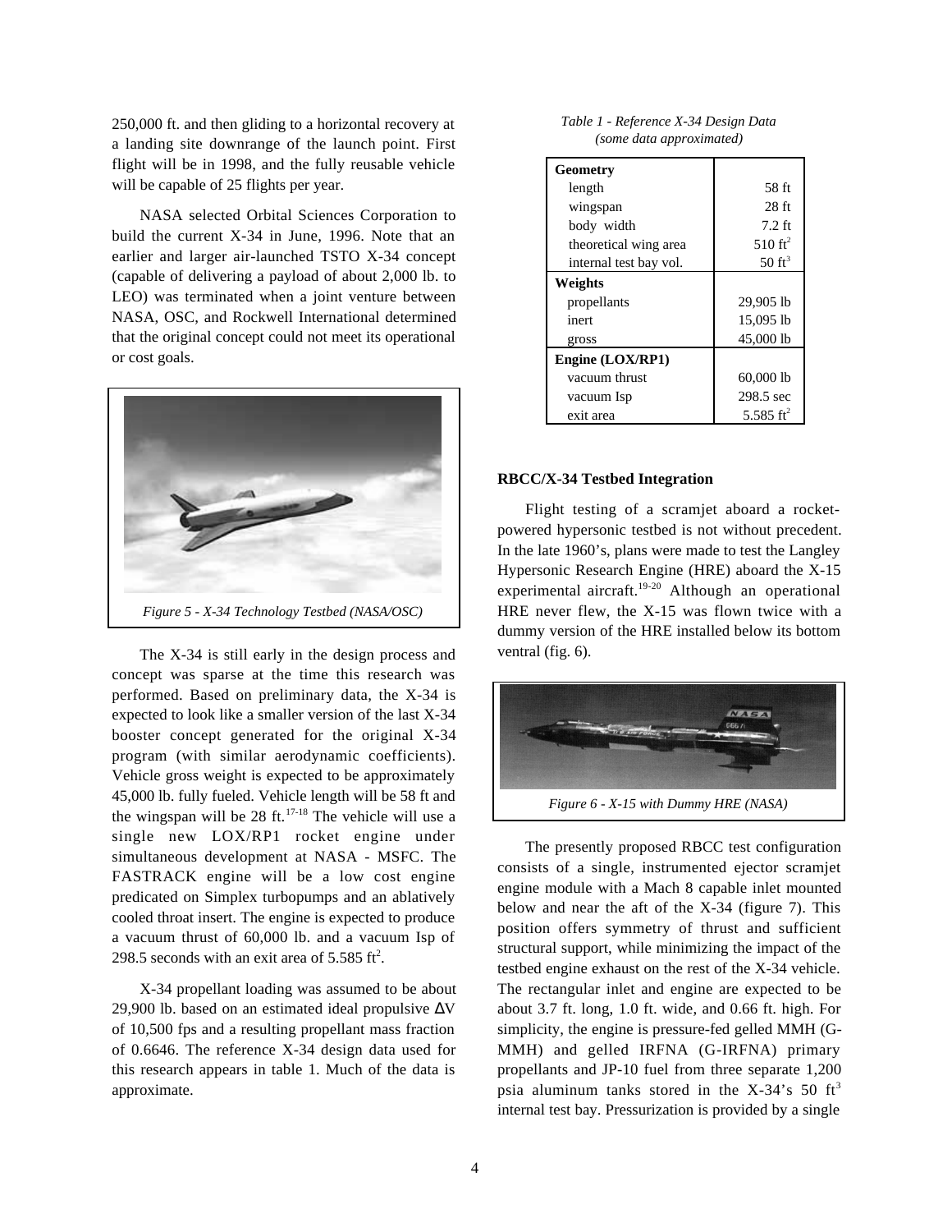250,000 ft. and then gliding to a horizontal recovery at a landing site downrange of the launch point. First flight will be in 1998, and the fully reusable vehicle will be capable of 25 flights per year.

NASA selected Orbital Sciences Corporation to build the current X-34 in June, 1996. Note that an earlier and larger air-launched TSTO X-34 concept (capable of delivering a payload of about 2,000 lb. to LEO) was terminated when a joint venture between NASA, OSC, and Rockwell International determined that the original concept could not meet its operational or cost goals.

*Figure 5 - X-34 Technology Testbed (NASA/OSC)*

The X-34 is still early in the design process and concept was sparse at the time this research was performed. Based on preliminary data, the X-34 is expected to look like a smaller version of the last X-34 booster concept generated for the original X-34 program (with similar aerodynamic coefficients). Vehicle gross weight is expected to be approximately 45,000 lb. fully fueled. Vehicle length will be 58 ft and the wingspan will be 28 ft.[17-18] The vehicle will use a single new LOX/RP1 rocket engine under simultaneous development at NASA - MSFC. The FASTRACK engine will be a low cost engine predicated on Simplex turbopumps and an ablatively cooled throat insert. The engine is expected to produce a vacuum thrust of 60,000 lb. and a vacuum Isp of 298.5 seconds with an exit area of 5.585 $ft^2$.

X-34 propellant loading was assumed to be about 29,900 lb. based on an estimated ideal propulsive $\Delta V$ of 10,500 fps and a resulting propellant mass fraction of 0.6646. The reference X-34 design data used for this research appears in table 1. Much of the data is approximate.

*Table 1 - Reference X-34 Design Data (some data approximated)*

| **Geometry** | |
|---|---|
| length | 58 ft |
| wingspan | 28 ft |
| body width | 7.2 ft |
| theoretical wing area | 510 $ft^2$ |
| internal test bay vol. | 50 $ft^3$ |
| **Weights** | |
| propellants | 29,905 lb |
| inert | 15,095 lb |
| gross | 45,000 lb |
| **Engine (LOX/RP1)** | |
| vacuum thrust | 60,000 lb |
| vacuum Isp | 298.5 sec |
| exit area | 5.585 $ft^2$ |

### RBCC/X-34 Testbed Integration

Flight testing of a scramjet aboard a rocket-powered hypersonic testbed is not without precedent. In the late 1960's, plans were made to test the Langley Hypersonic Research Engine (HRE) aboard the X-15 experimental aircraft.[19-20] Although an operational HRE never flew, the X-15 was flown twice with a dummy version of the HRE installed below its bottom ventral (fig. 6).

*Figure 6 - X-15 with Dummy HRE (NASA)*

The presently proposed RBCC test configuration consists of a single, instrumented ejector scramjet engine module with a Mach 8 capable inlet mounted below and near the aft of the X-34 (figure 7). This position offers symmetry of thrust and sufficient structural support, while minimizing the impact of the testbed engine exhaust on the rest of the X-34 vehicle. The rectangular inlet and engine are expected to be about 3.7 ft. long, 1.0 ft. wide, and 0.66 ft. high. For simplicity, the engine is pressure-fed gelled MMH (G-MMH) and gelled IRFNA (G-IRFNA) primary propellants and JP-10 fuel from three separate 1,200 psia aluminum tanks stored in the X-34's 50 $ft^3$ internal test bay. Pressurization is provided by a single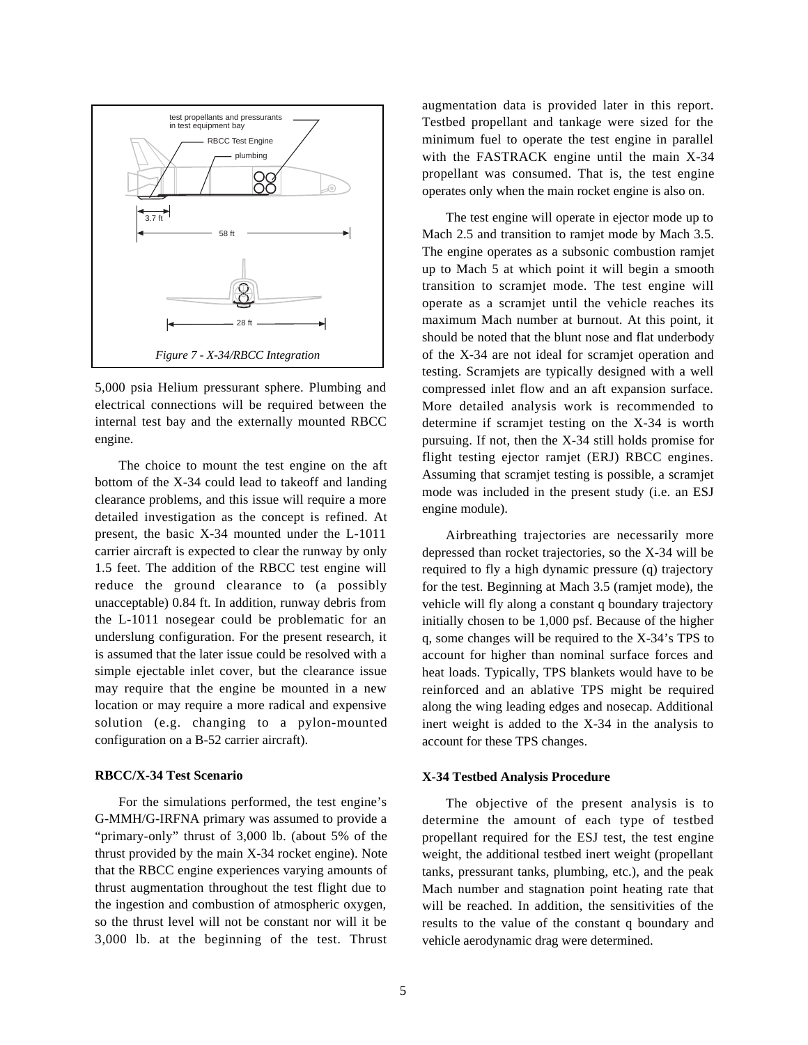Figure 7 - X-34/RBCC Integration

5,000 psia Helium pressurant sphere. Plumbing and electrical connections will be required between the internal test bay and the externally mounted RBCC engine.

The choice to mount the test engine on the aft bottom of the X-34 could lead to takeoff and landing clearance problems, and this issue will require a more detailed investigation as the concept is refined. At present, the basic X-34 mounted under the L-1011 carrier aircraft is expected to clear the runway by only 1.5 feet. The addition of the RBCC test engine will reduce the ground clearance to (a possibly unacceptable) 0.84 ft. In addition, runway debris from the L-1011 nosegear could be problematic for an underslung configuration. For the present research, it is assumed that the later issue could be resolved with a simple ejectable inlet cover, but the clearance issue may require that the engine be mounted in a new location or may require a more radical and expensive solution (e.g. changing to a pylon-mounted configuration on a B-52 carrier aircraft).

**RBCC/X-34 Test Scenario**

For the simulations performed, the test engine's G-MMH/G-IRFNA primary was assumed to provide a "primary-only" thrust of 3,000 lb. (about 5% of the thrust provided by the main X-34 rocket engine). Note that the RBCC engine experiences varying amounts of thrust augmentation throughout the test flight due to the ingestion and combustion of atmospheric oxygen, so the thrust level will not be constant nor will it be 3,000 lb. at the beginning of the test. Thrust augmentation data is provided later in this report. Testbed propellant and tankage were sized for the minimum fuel to operate the test engine in parallel with the FASTRACK engine until the main X-34 propellant was consumed. That is, the test engine operates only when the main rocket engine is also on.

The test engine will operate in ejector mode up to Mach 2.5 and transition to ramjet mode by Mach 3.5. The engine operates as a subsonic combustion ramjet up to Mach 5 at which point it will begin a smooth transition to scramjet mode. The test engine will operate as a scramjet until the vehicle reaches its maximum Mach number at burnout. At this point, it should be noted that the blunt nose and flat underbody of the X-34 are not ideal for scramjet operation and testing. Scramjets are typically designed with a well compressed inlet flow and an aft expansion surface. More detailed analysis work is recommended to determine if scramjet testing on the X-34 is worth pursuing. If not, then the X-34 still holds promise for flight testing ejector ramjet (ERJ) RBCC engines. Assuming that scramjet testing is possible, a scramjet mode was included in the present study (i.e. an ESJ engine module).

Airbreathing trajectories are necessarily more depressed than rocket trajectories, so the X-34 will be required to fly a high dynamic pressure (q) trajectory for the test. Beginning at Mach 3.5 (ramjet mode), the vehicle will fly along a constant q boundary trajectory initially chosen to be 1,000 psf. Because of the higher q, some changes will be required to the X-34's TPS to account for higher than nominal surface forces and heat loads. Typically, TPS blankets would have to be reinforced and an ablative TPS might be required along the wing leading edges and nosecap. Additional inert weight is added to the X-34 in the analysis to account for these TPS changes.

**X-34 Testbed Analysis Procedure**

The objective of the present analysis is to determine the amount of each type of testbed propellant required for the ESJ test, the test engine weight, the additional testbed inert weight (propellant tanks, pressurant tanks, plumbing, etc.), and the peak Mach number and stagnation point heating rate that will be reached. In addition, the sensitivities of the results to the value of the constant q boundary and vehicle aerodynamic drag were determined.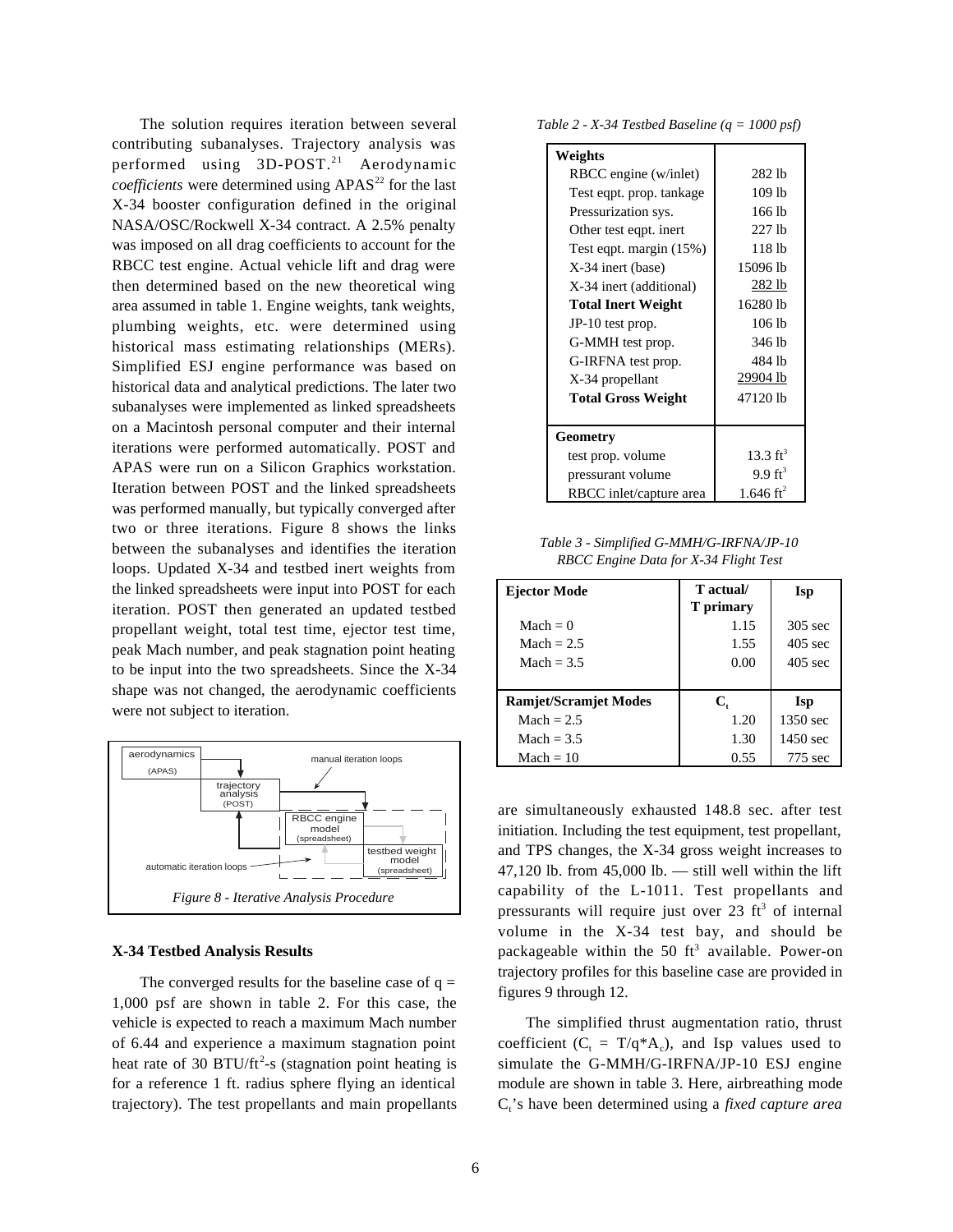The solution requires iteration between several contributing subanalyses. Trajectory analysis was performed using 3D-POST.[21] Aerodynamic *coefficients* were determined using APAS[22] for the last X-34 booster configuration defined in the original NASA/OSC/Rockwell X-34 contract. A 2.5% penalty was imposed on all drag coefficients to account for the RBCC test engine. Actual vehicle lift and drag were then determined based on the new theoretical wing area assumed in table 1. Engine weights, tank weights, plumbing weights, etc. were determined using historical mass estimating relationships (MERs). Simplified ESJ engine performance was based on historical data and analytical predictions. The later two subanalyses were implemented as linked spreadsheets on a Macintosh personal computer and their internal iterations were performed automatically. POST and APAS were run on a Silicon Graphics workstation. Iteration between POST and the linked spreadsheets was performed manually, but typically converged after two or three iterations. Figure 8 shows the links between the subanalyses and identifies the iteration loops. Updated X-34 and testbed inert weights from the linked spreadsheets were input into POST for each iteration. POST then generated an updated testbed propellant weight, total test time, ejector test time, peak Mach number, and peak stagnation point heating to be input into the two spreadsheets. Since the X-34 shape was not changed, the aerodynamic coefficients were not subject to iteration.

aerodynamics (APAS) → trajectory analysis (POST) → RBCC engine model (spreadsheet) ↔ testbed weight model (spreadsheet); manual iteration loops; automatic iteration loops

*Figure 8 - Iterative Analysis Procedure*

### X-34 Testbed Analysis Results

The converged results for the baseline case of q = 1,000 psf are shown in table 2. For this case, the vehicle is expected to reach a maximum Mach number of 6.44 and experience a maximum stagnation point heat rate of 30 BTU/ft$^2$-s (stagnation point heating is for a reference 1 ft. radius sphere flying an identical trajectory). The test propellants and main propellants are simultaneously exhausted 148.8 sec. after test initiation. Including the test equipment, test propellant, and TPS changes, the X-34 gross weight increases to 47,120 lb. from 45,000 lb. — still well within the lift capability of the L-1011. Test propellants and pressurants will require just over 23 ft$^3$ of internal volume in the X-34 test bay, and should be packageable within the 50 ft$^3$ available. Power-on trajectory profiles for this baseline case are provided in figures 9 through 12.

The simplified thrust augmentation ratio, thrust coefficient ($C_t$ = $T/q{*}A_c$), and Isp values used to simulate the G-MMH/G-IRFNA/JP-10 ESJ engine module are shown in table 3. Here, airbreathing mode $C_t$'s have been determined using a *fixed capture area*

*Table 2 - X-34 Testbed Baseline (q = 1000 psf)*

| **Weights** | |
|---|---|
| RBCC engine (w/inlet) | 282 lb |
| Test eqpt. prop. tankage | 109 lb |
| Pressurization sys. | 166 lb |
| Other test eqpt. inert | 227 lb |
| Test eqpt. margin (15%) | 118 lb |
| X-34 inert (base) | 15096 lb |
| X-34 inert (additional) | 282 lb |
| **Total Inert Weight** | 16280 lb |
| JP-10 test prop. | 106 lb |
| G-MMH test prop. | 346 lb |
| G-IRFNA test prop. | 484 lb |
| X-34 propellant | 29904 lb |
| **Total Gross Weight** | 47120 lb |
| **Geometry** | |
| test prop. volume | 13.3 ft$^3$ |
| pressurant volume | 9.9 ft$^3$ |
| RBCC inlet/capture area | 1.646 ft$^2$ |

*Table 3 - Simplified G-MMH/G-IRFNA/JP-10 RBCC Engine Data for X-34 Flight Test*

| **Ejector Mode** | **T actual/ T primary** | **Isp** |
|---|---|---|
| Mach = 0 | 1.15 | 305 sec |
| Mach = 2.5 | 1.55 | 405 sec |
| Mach = 3.5 | 0.00 | 405 sec |
| **Ramjet/Scramjet Modes** | **$C_t$** | **Isp** |
| Mach = 2.5 | 1.20 | 1350 sec |
| Mach = 3.5 | 1.30 | 1450 sec |
| Mach = 10 | 0.55 | 775 sec |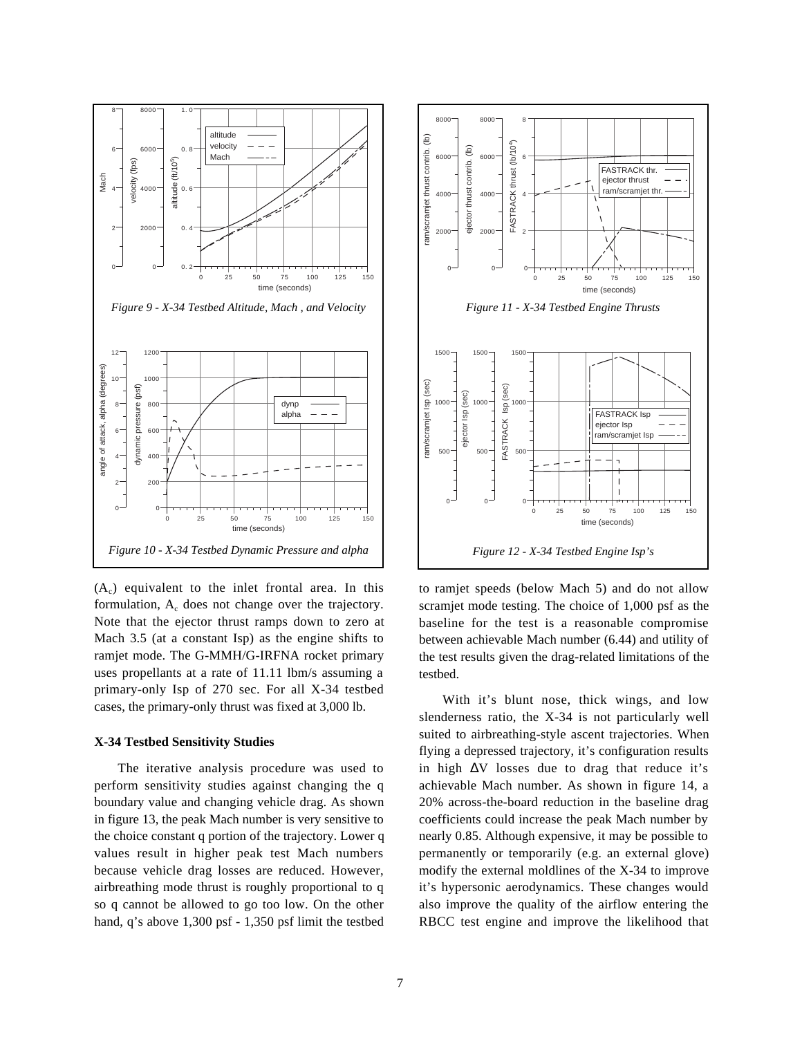*Figure 9 - X-34 Testbed Altitude, Mach , and Velocity*

*Figure 10 - X-34 Testbed Dynamic Pressure and alpha*

*Figure 11 - X-34 Testbed Engine Thrusts*

*Figure 12 - X-34 Testbed Engine Isp's*

($A_c$) equivalent to the inlet frontal area. In this formulation, $A_c$ does not change over the trajectory. Note that the ejector thrust ramps down to zero at Mach 3.5 (at a constant Isp) as the engine shifts to ramjet mode. The G-MMH/G-IRFNA rocket primary uses propellants at a rate of 11.11 lbm/s assuming a primary-only Isp of 270 sec. For all X-34 testbed cases, the primary-only thrust was fixed at 3,000 lb.

**X-34 Testbed Sensitivity Studies**

The iterative analysis procedure was used to perform sensitivity studies against changing the q boundary value and changing vehicle drag. As shown in figure 13, the peak Mach number is very sensitive to the choice constant q portion of the trajectory. Lower q values result in higher peak test Mach numbers because vehicle drag losses are reduced. However, airbreathing mode thrust is roughly proportional to q so q cannot be allowed to go too low. On the other hand, q's above 1,300 psf - 1,350 psf limit the testbed to ramjet speeds (below Mach 5) and do not allow scramjet mode testing. The choice of 1,000 psf as the baseline for the test is a reasonable compromise between achievable Mach number (6.44) and utility of the test results given the drag-related limitations of the testbed.

With it's blunt nose, thick wings, and low slenderness ratio, the X-34 is not particularly well suited to airbreathing-style ascent trajectories. When flying a depressed trajectory, it's configuration results in high $\Delta V$ losses due to drag that reduce it's achievable Mach number. As shown in figure 14, a 20% across-the-board reduction in the baseline drag coefficients could increase the peak Mach number by nearly 0.85. Although expensive, it may be possible to permanently or temporarily (e.g. an external glove) modify the external moldlines of the X-34 to improve it's hypersonic aerodynamics. These changes would also improve the quality of the airflow entering the RBCC test engine and improve the likelihood that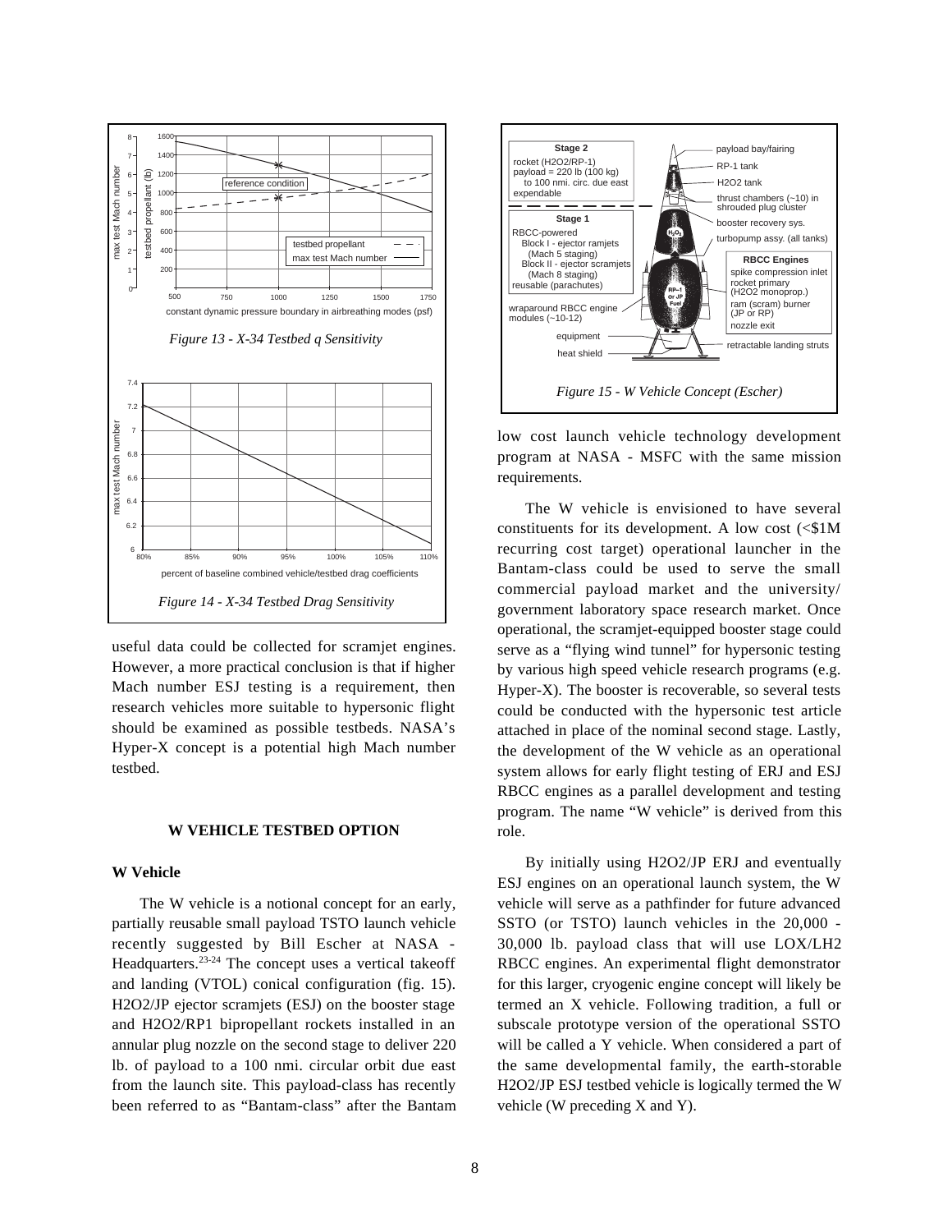Figure 13 - X-34 Testbed q Sensitivity

Figure 14 - X-34 Testbed Drag Sensitivity

useful data could be collected for scramjet engines. However, a more practical conclusion is that if higher Mach number ESJ testing is a requirement, then research vehicles more suitable to hypersonic flight should be examined as possible testbeds. NASA's Hyper-X concept is a potential high Mach number testbed.

## W VEHICLE TESTBED OPTION

### W Vehicle

The W vehicle is a notional concept for an early, partially reusable small payload TSTO launch vehicle recently suggested by Bill Escher at NASA - Headquarters.[23-24] The concept uses a vertical takeoff and landing (VTOL) conical configuration (fig. 15). H2O2/JP ejector scramjets (ESJ) on the booster stage and H2O2/RP1 bipropellant rockets installed in an annular plug nozzle on the second stage to deliver 220 lb. of payload to a 100 nmi. circular orbit due east from the launch site. This payload-class has recently been referred to as "Bantam-class" after the Bantam low cost launch vehicle technology development program at NASA - MSFC with the same mission requirements.

Figure 15 - W Vehicle Concept (Escher)

The W vehicle is envisioned to have several constituents for its development. A low cost (<$1M recurring cost target) operational launcher in the Bantam-class could be used to serve the small commercial payload market and the university/government laboratory space research market. Once operational, the scramjet-equipped booster stage could serve as a "flying wind tunnel" for hypersonic testing by various high speed vehicle research programs (e.g. Hyper-X). The booster is recoverable, so several tests could be conducted with the hypersonic test article attached in place of the nominal second stage. Lastly, the development of the W vehicle as an operational system allows for early flight testing of ERJ and ESJ RBCC engines as a parallel development and testing program. The name "W vehicle" is derived from this role.

By initially using H2O2/JP ERJ and eventually ESJ engines on an operational launch system, the W vehicle will serve as a pathfinder for future advanced SSTO (or TSTO) launch vehicles in the 20,000 - 30,000 lb. payload class that will use LOX/LH2 RBCC engines. An experimental flight demonstrator for this larger, cryogenic engine concept will likely be termed an X vehicle. Following tradition, a full or subscale prototype version of the operational SSTO will be called a Y vehicle. When considered a part of the same developmental family, the earth-storable H2O2/JP ESJ testbed vehicle is logically termed the W vehicle (W preceding X and Y).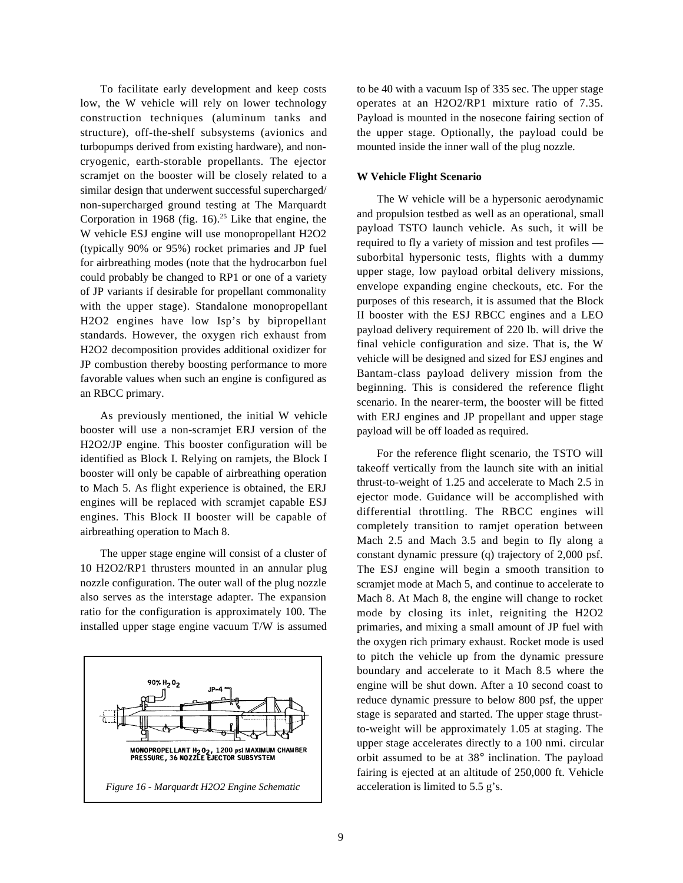To facilitate early development and keep costs low, the W vehicle will rely on lower technology construction techniques (aluminum tanks and structure), off-the-shelf subsystems (avionics and turbopumps derived from existing hardware), and non-cryogenic, earth-storable propellants. The ejector scramjet on the booster will be closely related to a similar design that underwent successful supercharged/non-supercharged ground testing at The Marquardt Corporation in 1968 (fig. 16).[25] Like that engine, the W vehicle ESJ engine will use monopropellant $H_2O_2$ (typically 90% or 95%) rocket primaries and JP fuel for airbreathing modes (note that the hydrocarbon fuel could probably be changed to RP1 or one of a variety of JP variants if desirable for propellant commonality with the upper stage). Standalone monopropellant $H_2O_2$ engines have low Isp's by bipropellant standards. However, the oxygen rich exhaust from $H_2O_2$ decomposition provides additional oxidizer for JP combustion thereby boosting performance to more favorable values when such an engine is configured as an RBCC primary.

As previously mentioned, the initial W vehicle booster will use a non-scramjet ERJ version of the $H_2O_2$/JP engine. This booster configuration will be identified as Block I. Relying on ramjets, the Block I booster will only be capable of airbreathing operation to Mach 5. As flight experience is obtained, the ERJ engines will be replaced with scramjet capable ESJ engines. This Block II booster will be capable of airbreathing operation to Mach 8.

The upper stage engine will consist of a cluster of 10 $H_2O_2$/RP1 thrusters mounted in an annular plug nozzle configuration. The outer wall of the plug nozzle also serves as the interstage adapter. The expansion ratio for the configuration is approximately 100. The installed upper stage engine vacuum T/W is assumed to be 40 with a vacuum Isp of 335 sec. The upper stage operates at an $H_2O_2$/RP1 mixture ratio of 7.35. Payload is mounted in the nosecone fairing section of the upper stage. Optionally, the payload could be mounted inside the inner wall of the plug nozzle.

*Figure 16 - Marquardt H2O2 Engine Schematic*

### W Vehicle Flight Scenario

The W vehicle will be a hypersonic aerodynamic and propulsion testbed as well as an operational, small payload TSTO launch vehicle. As such, it will be required to fly a variety of mission and test profiles — suborbital hypersonic tests, flights with a dummy upper stage, low payload orbital delivery missions, envelope expanding engine checkouts, etc. For the purposes of this research, it is assumed that the Block II booster with the ESJ RBCC engines and a LEO payload delivery requirement of 220 lb. will drive the final vehicle configuration and size. That is, the W vehicle will be designed and sized for ESJ engines and Bantam-class payload delivery mission from the beginning. This is considered the reference flight scenario. In the nearer-term, the booster will be fitted with ERJ engines and JP propellant and upper stage payload will be off loaded as required.

For the reference flight scenario, the TSTO will takeoff vertically from the launch site with an initial thrust-to-weight of 1.25 and accelerate to Mach 2.5 in ejector mode. Guidance will be accomplished with differential throttling. The RBCC engines will completely transition to ramjet operation between Mach 2.5 and Mach 3.5 and begin to fly along a constant dynamic pressure (q) trajectory of 2,000 psf. The ESJ engine will begin a smooth transition to scramjet mode at Mach 5, and continue to accelerate to Mach 8. At Mach 8, the engine will change to rocket mode by closing its inlet, reigniting the $H_2O_2$ primaries, and mixing a small amount of JP fuel with the oxygen rich primary exhaust. Rocket mode is used to pitch the vehicle up from the dynamic pressure boundary and accelerate to it Mach 8.5 where the engine will be shut down. After a 10 second coast to reduce dynamic pressure to below 800 psf, the upper stage is separated and started. The upper stage thrust-to-weight will be approximately 1.05 at staging. The upper stage accelerates directly to a 100 nmi. circular orbit assumed to be at 38° inclination. The payload fairing is ejected at an altitude of 250,000 ft. Vehicle acceleration is limited to 5.5 g's.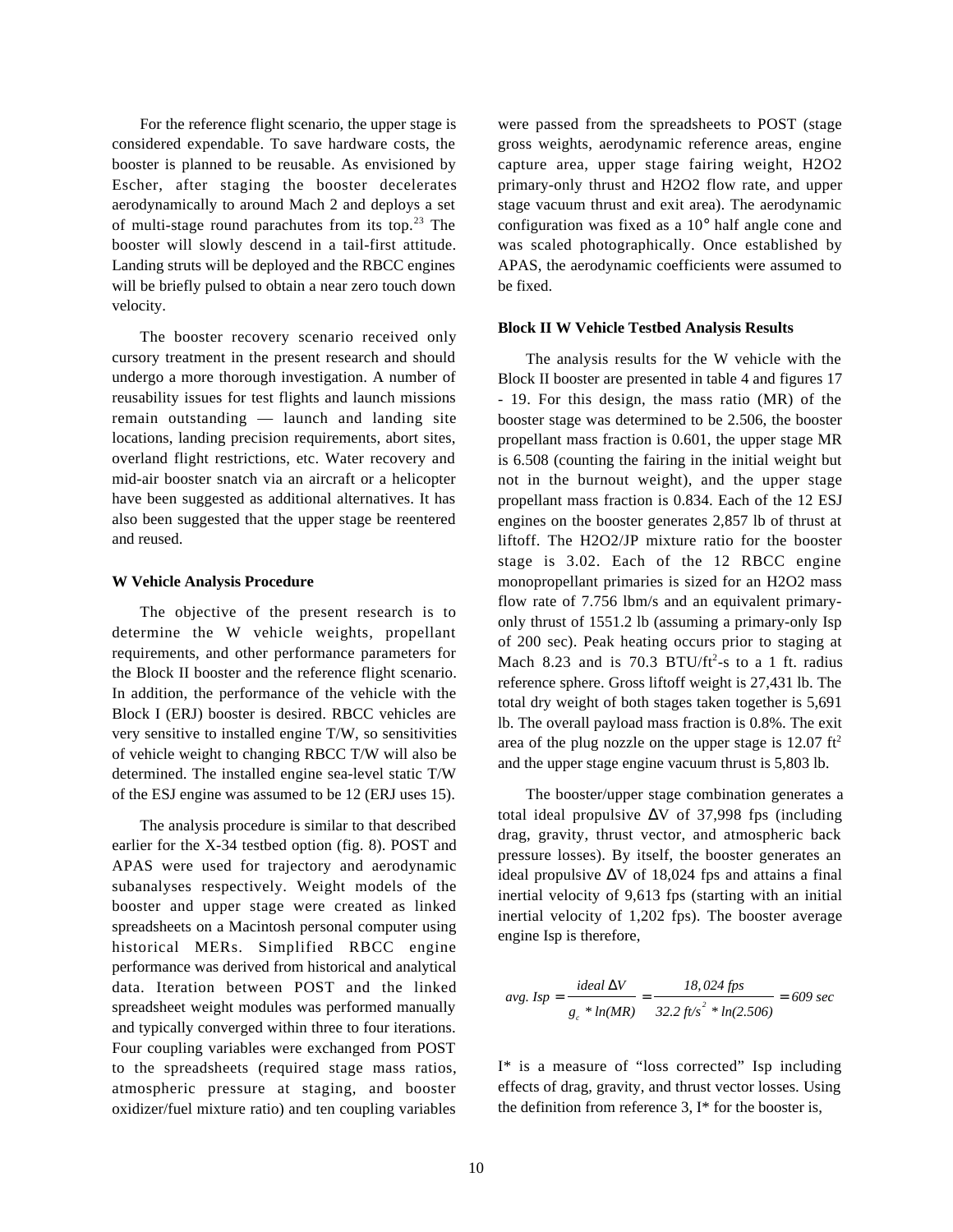For the reference flight scenario, the upper stage is considered expendable. To save hardware costs, the booster is planned to be reusable. As envisioned by Escher, after staging the booster decelerates aerodynamically to around Mach 2 and deploys a set of multi-stage round parachutes from its top.[23] The booster will slowly descend in a tail-first attitude. Landing struts will be deployed and the RBCC engines will be briefly pulsed to obtain a near zero touch down velocity.

The booster recovery scenario received only cursory treatment in the present research and should undergo a more thorough investigation. A number of reusability issues for test flights and launch missions remain outstanding — launch and landing site locations, landing precision requirements, abort sites, overland flight restrictions, etc. Water recovery and mid-air booster snatch via an aircraft or a helicopter have been suggested as additional alternatives. It has also been suggested that the upper stage be reentered and reused.

#### W Vehicle Analysis Procedure

The objective of the present research is to determine the W vehicle weights, propellant requirements, and other performance parameters for the Block II booster and the reference flight scenario. In addition, the performance of the vehicle with the Block I (ERJ) booster is desired. RBCC vehicles are very sensitive to installed engine T/W, so sensitivities of vehicle weight to changing RBCC T/W will also be determined. The installed engine sea-level static T/W of the ESJ engine was assumed to be 12 (ERJ uses 15).

The analysis procedure is similar to that described earlier for the X-34 testbed option (fig. 8). POST and APAS were used for trajectory and aerodynamic subanalyses respectively. Weight models of the booster and upper stage were created as linked spreadsheets on a Macintosh personal computer using historical MERs. Simplified RBCC engine performance was derived from historical and analytical data. Iteration between POST and the linked spreadsheet weight modules was performed manually and typically converged within three to four iterations. Four coupling variables were exchanged from POST to the spreadsheets (required stage mass ratios, atmospheric pressure at staging, and booster oxidizer/fuel mixture ratio) and ten coupling variables were passed from the spreadsheets to POST (stage gross weights, aerodynamic reference areas, engine capture area, upper stage fairing weight, H2O2 primary-only thrust and H2O2 flow rate, and upper stage vacuum thrust and exit area). The aerodynamic configuration was fixed as a 10° half angle cone and was scaled photographically. Once established by APAS, the aerodynamic coefficients were assumed to be fixed.

#### Block II W Vehicle Testbed Analysis Results

The analysis results for the W vehicle with the Block II booster are presented in table 4 and figures 17 - 19. For this design, the mass ratio (MR) of the booster stage was determined to be 2.506, the booster propellant mass fraction is 0.601, the upper stage MR is 6.508 (counting the fairing in the initial weight but not in the burnout weight), and the upper stage propellant mass fraction is 0.834. Each of the 12 ESJ engines on the booster generates 2,857 lb of thrust at liftoff. The H2O2/JP mixture ratio for the booster stage is 3.02. Each of the 12 RBCC engine monopropellant primaries is sized for an H2O2 mass flow rate of 7.756 lbm/s and an equivalent primary-only thrust of 1551.2 lb (assuming a primary-only Isp of 200 sec). Peak heating occurs prior to staging at Mach 8.23 and is 70.3 BTU/ft$^2$-s to a 1 ft. radius reference sphere. Gross liftoff weight is 27,431 lb. The total dry weight of both stages taken together is 5,691 lb. The overall payload mass fraction is 0.8%. The exit area of the plug nozzle on the upper stage is 12.07 ft$^2$ and the upper stage engine vacuum thrust is 5,803 lb.

The booster/upper stage combination generates a total ideal propulsive ΔV of 37,998 fps (including drag, gravity, thrust vector, and atmospheric back pressure losses). By itself, the booster generates an ideal propulsive ΔV of 18,024 fps and attains a final inertial velocity of 9,613 fps (starting with an initial inertial velocity of 1,202 fps). The booster average engine Isp is therefore,

$$avg.\ Isp = \frac{ideal\ \Delta V}{g_c * ln(MR)} = \frac{18,024\ fps}{32.2\ ft/s^2 * ln(2.506)} = 609\ sec$$

I* is a measure of "loss corrected" Isp including effects of drag, gravity, and thrust vector losses. Using the definition from reference 3, I* for the booster is,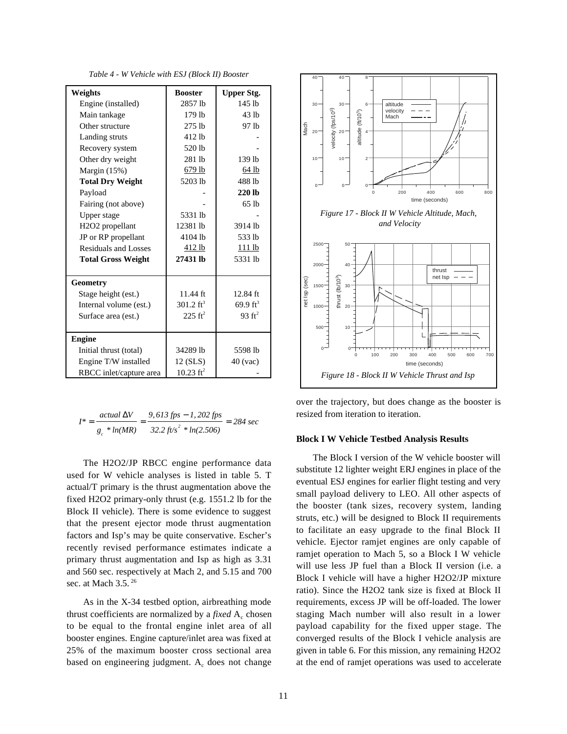*Table 4 - W Vehicle with ESJ (Block II) Booster*

| Weights | Booster | Upper Stg. |
|---|---|---|
| Engine (installed) | 2857 lb | 145 lb |
| Main tankage | 179 lb | 43 lb |
| Other structure | 275 lb | 97 lb |
| Landing struts | 412 lb | - |
| Recovery system | 520 lb | - |
| Other dry weight | 281 lb | 139 lb |
| Margin (15%) | 679 lb | 64 lb |
| **Total Dry Weight** | 5203 lb | 488 lb |
| Payload | - | **220 lb** |
| Fairing (not above) | - | 65 lb |
| Upper stage | 5331 lb | - |
| H2O2 propellant | 12381 lb | 3914 lb |
| JP or RP propellant | 4104 lb | 533 lb |
| Residuals and Losses | 412 lb | 111 lb |
| **Total Gross Weight** | **27431 lb** | 5331 lb |
| **Geometry** | | |
| Stage height (est.) | 11.44 ft | 12.84 ft |
| Internal volume (est.) | 301.2 $ft^3$ | 69.9 $ft^3$ |
| Surface area (est.) | 225 $ft^2$ | 93 $ft^2$ |
| **Engine** | | |
| Initial thrust (total) | 34289 lb | 5598 lb |
| Engine T/W installed | 12 (SLS) | 40 (vac) |
| RBCC inlet/capture area | 10.23 $ft^2$ | - |

$$I^* = \frac{actual\ \Delta V}{g_c * ln(MR)} = \frac{9,613\ fps - 1,202\ fps}{32.2\ ft/s^2 * ln(2.506)} = 284\ sec$$

The H2O2/JP RBCC engine performance data used for W vehicle analyses is listed in table 5. T actual/T primary is the thrust augmentation above the fixed H2O2 primary-only thrust (e.g. 1551.2 lb for the Block II vehicle). There is some evidence to suggest that the present ejector mode thrust augmentation factors and Isp's may be quite conservative. Escher's recently revised performance estimates indicate a primary thrust augmentation and Isp as high as 3.31 and 560 sec. respectively at Mach 2, and 5.15 and 700 sec. at Mach 3.5. [26]

As in the X-34 testbed option, airbreathing mode thrust coefficients are normalized by a *fixed* $A_c$ chosen to be equal to the frontal engine inlet area of all booster engines. Engine capture/inlet area was fixed at 25% of the maximum booster cross sectional area based on engineering judgment. $A_c$ does not change over the trajectory, but does change as the booster is resized from iteration to iteration.

*Figure 17 - Block II W Vehicle Altitude, Mach, and Velocity*

*Figure 18 - Block II W Vehicle Thrust and Isp*

### Block I W Vehicle Testbed Analysis Results

The Block I version of the W vehicle booster will substitute 12 lighter weight ERJ engines in place of the eventual ESJ engines for earlier flight testing and very small payload delivery to LEO. All other aspects of the booster (tank sizes, recovery system, landing struts, etc.) will be designed to Block II requirements to facilitate an easy upgrade to the final Block II vehicle. Ejector ramjet engines are only capable of ramjet operation to Mach 5, so a Block I W vehicle will use less JP fuel than a Block II version (i.e. a Block I vehicle will have a higher H2O2/JP mixture ratio). Since the H2O2 tank size is fixed at Block II requirements, excess JP will be off-loaded. The lower staging Mach number will also result in a lower payload capability for the fixed upper stage. The converged results of the Block I vehicle analysis are given in table 6. For this mission, any remaining H2O2 at the end of ramjet operations was used to accelerate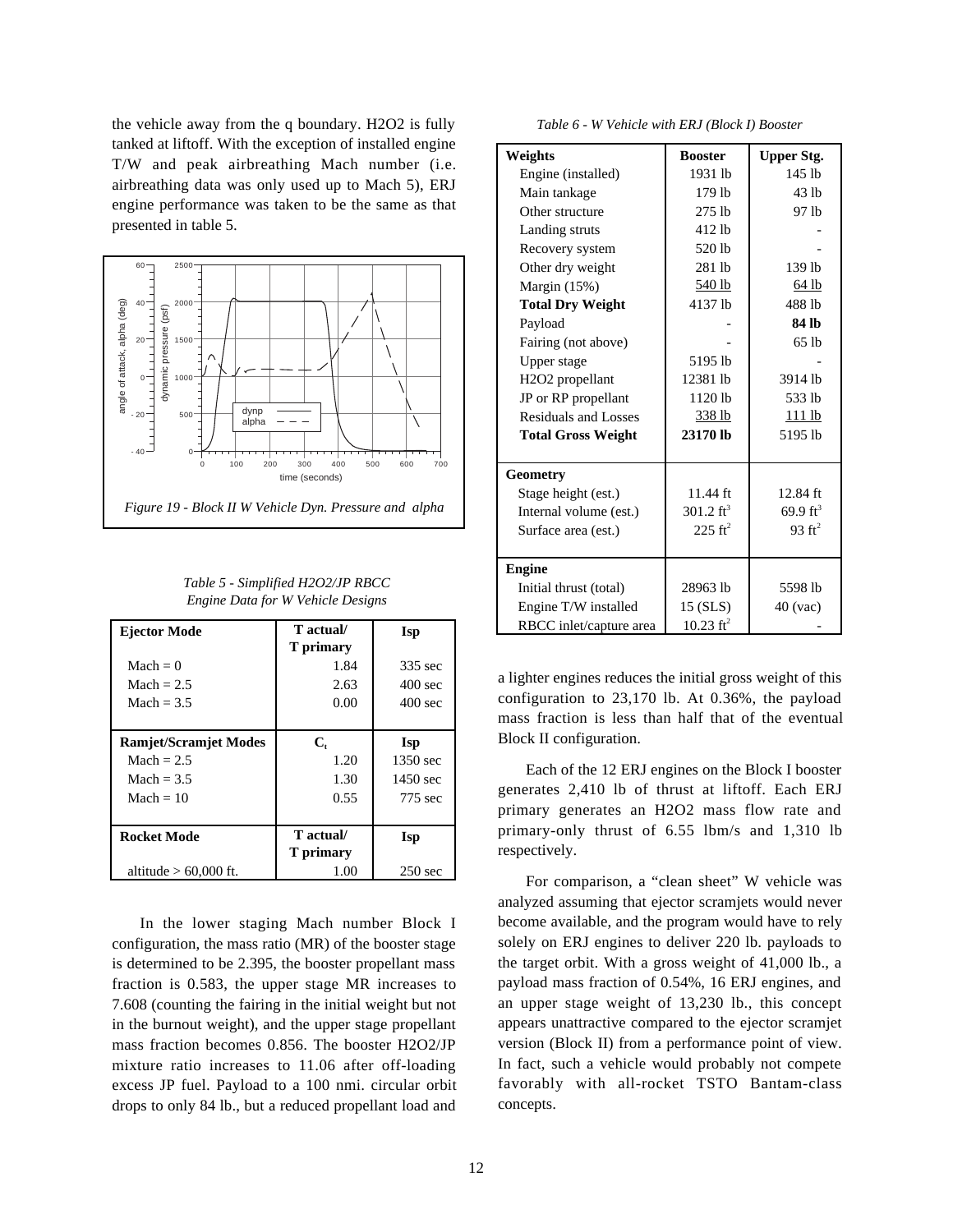the vehicle away from the q boundary. H2O2 is fully tanked at liftoff. With the exception of installed engine T/W and peak airbreathing Mach number (i.e. airbreathing data was only used up to Mach 5), ERJ engine performance was taken to be the same as that presented in table 5.

*Figure 19 - Block II W Vehicle Dyn. Pressure and alpha*

*Table 5 - Simplified H2O2/JP RBCC Engine Data for W Vehicle Designs*

| **Ejector Mode** | **T actual/ T primary** | **Isp** |
|---|---|---|
| Mach = 0 | 1.84 | 335 sec |
| Mach = 2.5 | 2.63 | 400 sec |
| Mach = 3.5 | 0.00 | 400 sec |
| **Ramjet/Scramjet Modes** | $C_t$ | **Isp** |
| Mach = 2.5 | 1.20 | 1350 sec |
| Mach = 3.5 | 1.30 | 1450 sec |
| Mach = 10 | 0.55 | 775 sec |
| **Rocket Mode** | **T actual/ T primary** | **Isp** |
| altitude > 60,000 ft. | 1.00 | 250 sec |

In the lower staging Mach number Block I configuration, the mass ratio (MR) of the booster stage is determined to be 2.395, the booster propellant mass fraction is 0.583, the upper stage MR increases to 7.608 (counting the fairing in the initial weight but not in the burnout weight), and the upper stage propellant mass fraction becomes 0.856. The booster H2O2/JP mixture ratio increases to 11.06 after off-loading excess JP fuel. Payload to a 100 nmi. circular orbit drops to only 84 lb., but a reduced propellant load and a lighter engines reduces the initial gross weight of this configuration to 23,170 lb. At 0.36%, the payload mass fraction is less than half that of the eventual Block II configuration.

*Table 6 - W Vehicle with ERJ (Block I) Booster*

| **Weights** | **Booster** | **Upper Stg.** |
|---|---|---|
| Engine (installed) | 1931 lb | 145 lb |
| Main tankage | 179 lb | 43 lb |
| Other structure | 275 lb | 97 lb |
| Landing struts | 412 lb | - |
| Recovery system | 520 lb | - |
| Other dry weight | 281 lb | 139 lb |
| Margin (15%) | 540 lb | 64 lb |
| **Total Dry Weight** | 4137 lb | 488 lb |
| Payload | - | **84 lb** |
| Fairing (not above) | - | 65 lb |
| Upper stage | 5195 lb | - |
| H2O2 propellant | 12381 lb | 3914 lb |
| JP or RP propellant | 1120 lb | 533 lb |
| Residuals and Losses | 338 lb | 111 lb |
| **Total Gross Weight** | **23170 lb** | 5195 lb |
| **Geometry** | | |
| Stage height (est.) | 11.44 ft | 12.84 ft |
| Internal volume (est.) | 301.2 $ft^3$ | 69.9 $ft^3$ |
| Surface area (est.) | 225 $ft^2$ | 93 $ft^2$ |
| **Engine** | | |
| Initial thrust (total) | 28963 lb | 5598 lb |
| Engine T/W installed | 15 (SLS) | 40 (vac) |
| RBCC inlet/capture area | 10.23 $ft^2$ | - |

Each of the 12 ERJ engines on the Block I booster generates 2,410 lb of thrust at liftoff. Each ERJ primary generates an H2O2 mass flow rate and primary-only thrust of 6.55 lbm/s and 1,310 lb respectively.

For comparison, a "clean sheet" W vehicle was analyzed assuming that ejector scramjets would never become available, and the program would have to rely solely on ERJ engines to deliver 220 lb. payloads to the target orbit. With a gross weight of 41,000 lb., a payload mass fraction of 0.54%, 16 ERJ engines, and an upper stage weight of 13,230 lb., this concept appears unattractive compared to the ejector scramjet version (Block II) from a performance point of view. In fact, such a vehicle would probably not compete favorably with all-rocket TSTO Bantam-class concepts.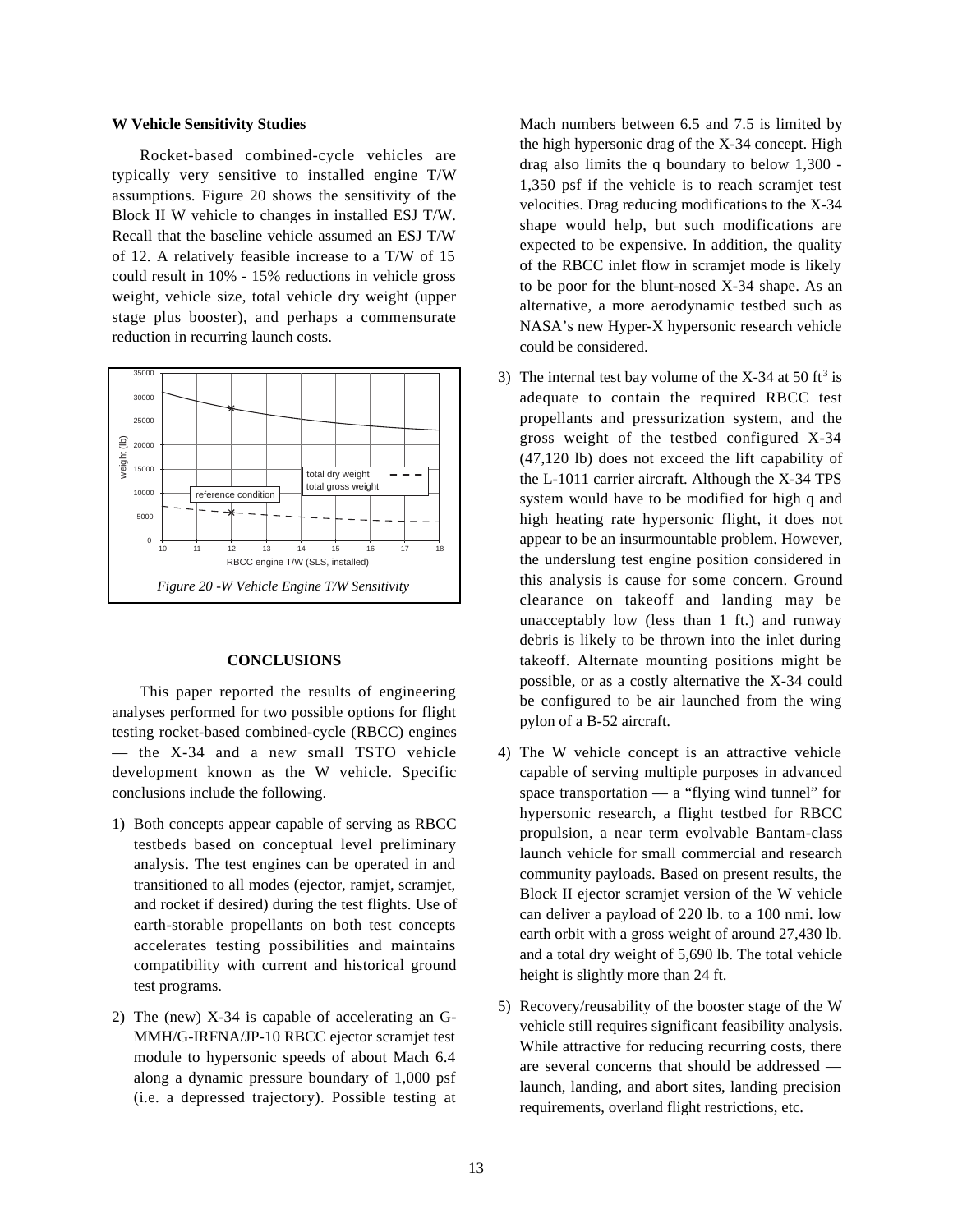**W Vehicle Sensitivity Studies**

Rocket-based combined-cycle vehicles are typically very sensitive to installed engine T/W assumptions. Figure 20 shows the sensitivity of the Block II W vehicle to changes in installed ESJ T/W. Recall that the baseline vehicle assumed an ESJ T/W of 12. A relatively feasible increase to a T/W of 15 could result in 10% - 15% reductions in vehicle gross weight, vehicle size, total vehicle dry weight (upper stage plus booster), and perhaps a commensurate reduction in recurring launch costs.

*Figure 20 -W Vehicle Engine T/W Sensitivity*

## CONCLUSIONS

This paper reported the results of engineering analyses performed for two possible options for flight testing rocket-based combined-cycle (RBCC) engines — the X-34 and a new small TSTO vehicle development known as the W vehicle. Specific conclusions include the following.

1) Both concepts appear capable of serving as RBCC testbeds based on conceptual level preliminary analysis. The test engines can be operated in and transitioned to all modes (ejector, ramjet, scramjet, and rocket if desired) during the test flights. Use of earth-storable propellants on both test concepts accelerates testing possibilities and maintains compatibility with current and historical ground test programs.

2) The (new) X-34 is capable of accelerating an G-MMH/G-IRFNA/JP-10 RBCC ejector scramjet test module to hypersonic speeds of about Mach 6.4 along a dynamic pressure boundary of 1,000 psf (i.e. a depressed trajectory). Possible testing at Mach numbers between 6.5 and 7.5 is limited by the high hypersonic drag of the X-34 concept. High drag also limits the q boundary to below 1,300 - 1,350 psf if the vehicle is to reach scramjet test velocities. Drag reducing modifications to the X-34 shape would help, but such modifications are expected to be expensive. In addition, the quality of the RBCC inlet flow in scramjet mode is likely to be poor for the blunt-nosed X-34 shape. As an alternative, a more aerodynamic testbed such as NASA's new Hyper-X hypersonic research vehicle could be considered.

3) The internal test bay volume of the X-34 at 50 $ft^3$ is adequate to contain the required RBCC test propellants and pressurization system, and the gross weight of the testbed configured X-34 (47,120 lb) does not exceed the lift capability of the L-1011 carrier aircraft. Although the X-34 TPS system would have to be modified for high q and high heating rate hypersonic flight, it does not appear to be an insurmountable problem. However, the underslung test engine position considered in this analysis is cause for some concern. Ground clearance on takeoff and landing may be unacceptably low (less than 1 ft.) and runway debris is likely to be thrown into the inlet during takeoff. Alternate mounting positions might be possible, or as a costly alternative the X-34 could be configured to be air launched from the wing pylon of a B-52 aircraft.

4) The W vehicle concept is an attractive vehicle capable of serving multiple purposes in advanced space transportation — a "flying wind tunnel" for hypersonic research, a flight testbed for RBCC propulsion, a near term evolvable Bantam-class launch vehicle for small commercial and research community payloads. Based on present results, the Block II ejector scramjet version of the W vehicle can deliver a payload of 220 lb. to a 100 nmi. low earth orbit with a gross weight of around 27,430 lb. and a total dry weight of 5,690 lb. The total vehicle height is slightly more than 24 ft.

5) Recovery/reusability of the booster stage of the W vehicle still requires significant feasibility analysis. While attractive for reducing recurring costs, there are several concerns that should be addressed — launch, landing, and abort sites, landing precision requirements, overland flight restrictions, etc.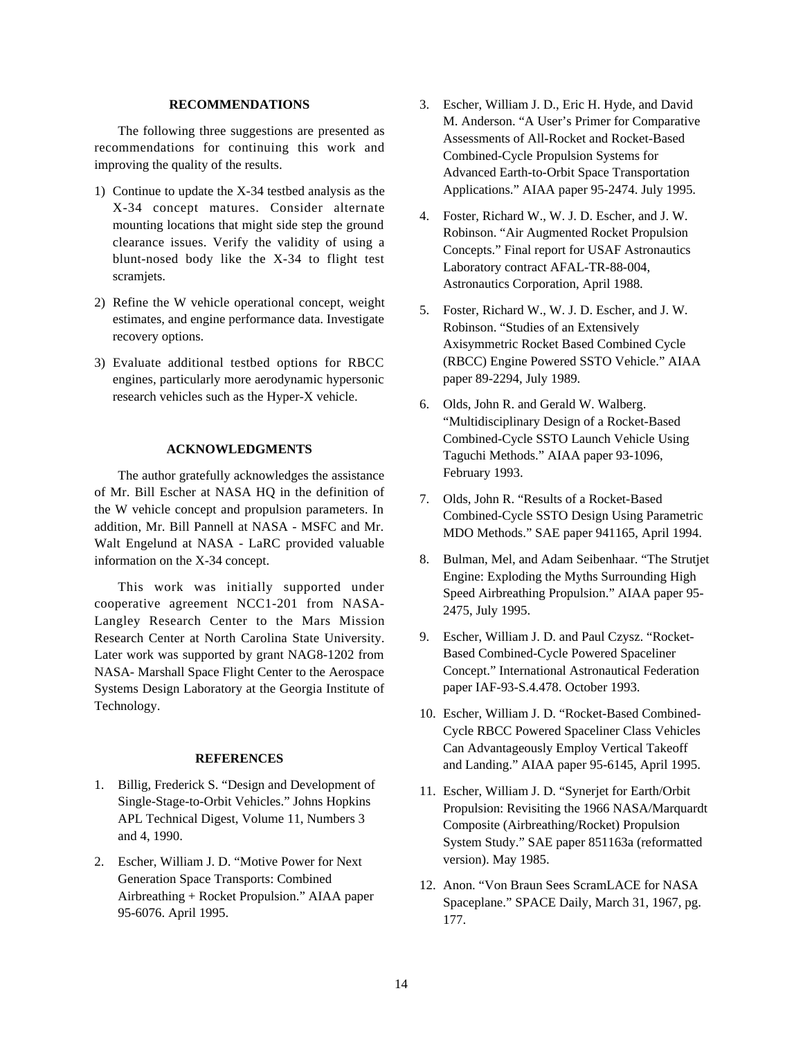## RECOMMENDATIONS

The following three suggestions are presented as recommendations for continuing this work and improving the quality of the results.

1) Continue to update the X-34 testbed analysis as the X-34 concept matures. Consider alternate mounting locations that might side step the ground clearance issues. Verify the validity of using a blunt-nosed body like the X-34 to flight test scramjets.

2) Refine the W vehicle operational concept, weight estimates, and engine performance data. Investigate recovery options.

3) Evaluate additional testbed options for RBCC engines, particularly more aerodynamic hypersonic research vehicles such as the Hyper-X vehicle.

## ACKNOWLEDGMENTS

The author gratefully acknowledges the assistance of Mr. Bill Escher at NASA HQ in the definition of the W vehicle concept and propulsion parameters. In addition, Mr. Bill Pannell at NASA - MSFC and Mr. Walt Engelund at NASA - LaRC provided valuable information on the X-34 concept.

This work was initially supported under cooperative agreement NCC1-201 from NASA-Langley Research Center to the Mars Mission Research Center at North Carolina State University. Later work was supported by grant NAG8-1202 from NASA- Marshall Space Flight Center to the Aerospace Systems Design Laboratory at the Georgia Institute of Technology.

## REFERENCES

1. Billig, Frederick S. "Design and Development of Single-Stage-to-Orbit Vehicles." Johns Hopkins APL Technical Digest, Volume 11, Numbers 3 and 4, 1990.

2. Escher, William J. D. "Motive Power for Next Generation Space Transports: Combined Airbreathing + Rocket Propulsion." AIAA paper 95-6076. April 1995.

3. Escher, William J. D., Eric H. Hyde, and David M. Anderson. "A User's Primer for Comparative Assessments of All-Rocket and Rocket-Based Combined-Cycle Propulsion Systems for Advanced Earth-to-Orbit Space Transportation Applications." AIAA paper 95-2474. July 1995.

4. Foster, Richard W., W. J. D. Escher, and J. W. Robinson. "Air Augmented Rocket Propulsion Concepts." Final report for USAF Astronautics Laboratory contract AFAL-TR-88-004, Astronautics Corporation, April 1988.

5. Foster, Richard W., W. J. D. Escher, and J. W. Robinson. "Studies of an Extensively Axisymmetric Rocket Based Combined Cycle (RBCC) Engine Powered SSTO Vehicle." AIAA paper 89-2294, July 1989.

6. Olds, John R. and Gerald W. Walberg. "Multidisciplinary Design of a Rocket-Based Combined-Cycle SSTO Launch Vehicle Using Taguchi Methods." AIAA paper 93-1096, February 1993.

7. Olds, John R. "Results of a Rocket-Based Combined-Cycle SSTO Design Using Parametric MDO Methods." SAE paper 941165, April 1994.

8. Bulman, Mel, and Adam Seibenhaar. "The Strutjet Engine: Exploding the Myths Surrounding High Speed Airbreathing Propulsion." AIAA paper 95-2475, July 1995.

9. Escher, William J. D. and Paul Czysz. "Rocket-Based Combined-Cycle Powered Spaceliner Concept." International Astronautical Federation paper IAF-93-S.4.478. October 1993.

10. Escher, William J. D. "Rocket-Based Combined-Cycle RBCC Powered Spaceliner Class Vehicles Can Advantageously Employ Vertical Takeoff and Landing." AIAA paper 95-6145, April 1995.

11. Escher, William J. D. "Synerjet for Earth/Orbit Propulsion: Revisiting the 1966 NASA/Marquardt Composite (Airbreathing/Rocket) Propulsion System Study." SAE paper 851163a (reformatted version). May 1985.

12. Anon. "Von Braun Sees ScramLACE for NASA Spaceplane." SPACE Daily, March 31, 1967, pg. 177.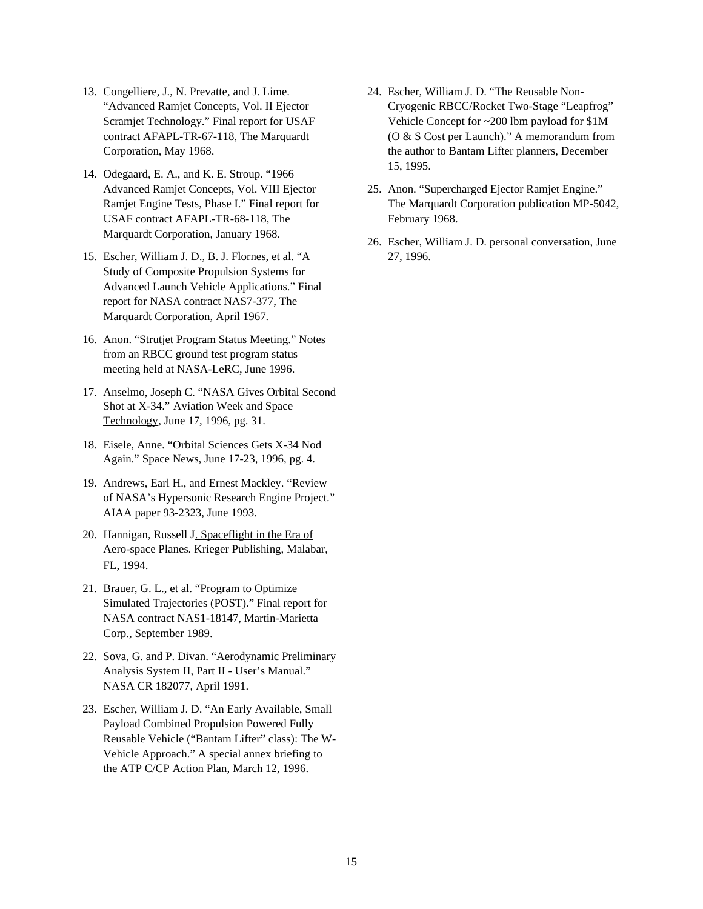13. Congelliere, J., N. Prevatte, and J. Lime. “Advanced Ramjet Concepts, Vol. II Ejector Scramjet Technology.” Final report for USAF contract AFAPL-TR-67-118, The Marquardt Corporation, May 1968.

14. Odegaard, E. A., and K. E. Stroup. “1966 Advanced Ramjet Concepts, Vol. VIII Ejector Ramjet Engine Tests, Phase I.” Final report for USAF contract AFAPL-TR-68-118, The Marquardt Corporation, January 1968.

15. Escher, William J. D., B. J. Flornes, et al. “A Study of Composite Propulsion Systems for Advanced Launch Vehicle Applications.” Final report for NASA contract NAS7-377, The Marquardt Corporation, April 1967.

16. Anon. “Strutjet Program Status Meeting.” Notes from an RBCC ground test program status meeting held at NASA-LeRC, June 1996.

17. Anselmo, Joseph C. “NASA Gives Orbital Second Shot at X-34.” Aviation Week and Space Technology, June 17, 1996, pg. 31.

18. Eisele, Anne. “Orbital Sciences Gets X-34 Nod Again.” Space News, June 17-23, 1996, pg. 4.

19. Andrews, Earl H., and Ernest Mackley. “Review of NASA’s Hypersonic Research Engine Project.” AIAA paper 93-2323, June 1993.

20. Hannigan, Russell J. Spaceflight in the Era of Aero-space Planes. Krieger Publishing, Malabar, FL, 1994.

21. Brauer, G. L., et al. “Program to Optimize Simulated Trajectories (POST).” Final report for NASA contract NAS1-18147, Martin-Marietta Corp., September 1989.

22. Sova, G. and P. Divan. “Aerodynamic Preliminary Analysis System II, Part II - User’s Manual.” NASA CR 182077, April 1991.

23. Escher, William J. D. “An Early Available, Small Payload Combined Propulsion Powered Fully Reusable Vehicle (“Bantam Lifter” class): The W-Vehicle Approach.” A special annex briefing to the ATP C/CP Action Plan, March 12, 1996.

24. Escher, William J. D. “The Reusable Non-Cryogenic RBCC/Rocket Two-Stage “Leapfrog” Vehicle Concept for ~200 lbm payload for $1M (O & S Cost per Launch).” A memorandum from the author to Bantam Lifter planners, December 15, 1995.

25. Anon. “Supercharged Ejector Ramjet Engine.” The Marquardt Corporation publication MP-5042, February 1968.

26. Escher, William J. D. personal conversation, June 27, 1996.